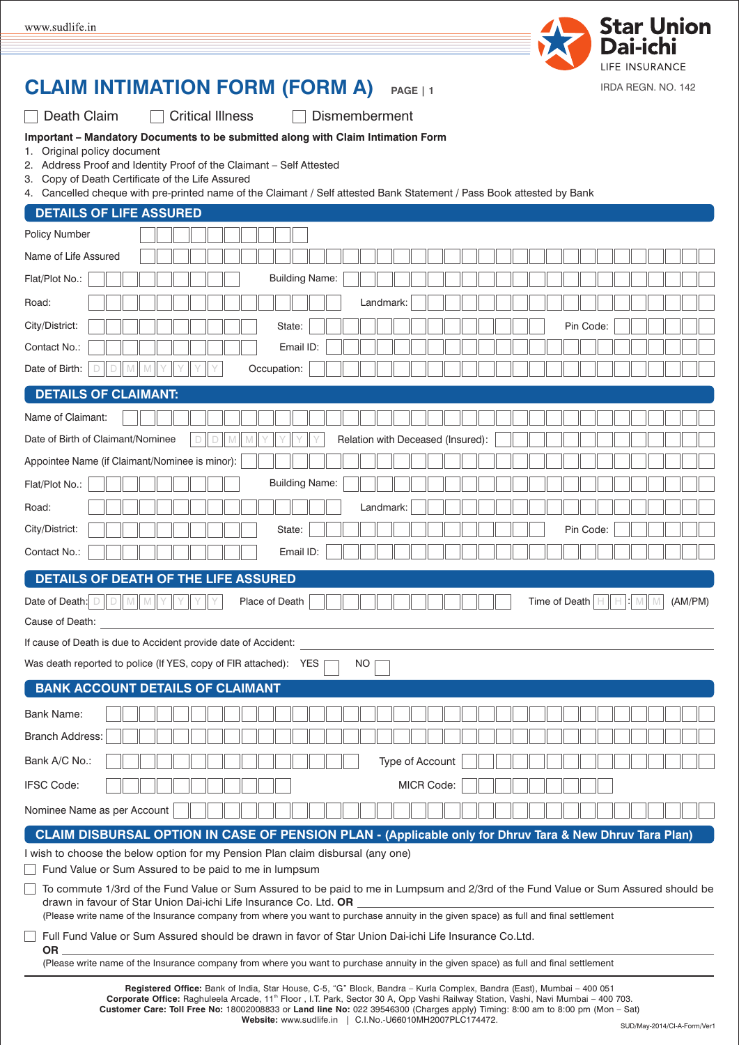# CLAIM INTIMATION FORM (FORM A) PAGE | 1

IRDA REGN. NO. 142

☐ Death Claim ☐ Critical Illness ☐ Dismemberment

**Important – Mandatory Documents to be submitted along with Claim Intimation Form**

1. Original policy document
2. Address Proof and Identity Proof of the Claimant – Self Attested
3. Copy of Death Certificate of the Life Assured
4. Cancelled cheque with pre-printed name of the Claimant / Self attested Bank Statement / Pass Book attested by Bank

## DETAILS OF LIFE ASSURED

Policy Number:

Name of Life Assured:

Flat/Plot No.: Building Name:

Road: Landmark:

City/District: State: Pin Code:

Contact No.: Email ID:

Date of Birth: DD MM YYYY Occupation:

## DETAILS OF CLAIMANT:

Name of Claimant:

Date of Birth of Claimant/Nominee DD MM YYYY Relation with Deceased (Insured):

Appointee Name (if Claimant/Nominee is minor):

Flat/Plot No.: Building Name:

Road: Landmark:

City/District: State: Pin Code:

Contact No.: Email ID:

## DETAILS OF DEATH OF THE LIFE ASSURED

Date of Death: DD MM YYYY Place of Death Time of Death HH : MM (AM/PM)

Cause of Death:

If cause of Death is due to Accident provide date of Accident:

Was death reported to police (If YES, copy of FIR attached): YES ☐ NO ☐

## BANK ACCOUNT DETAILS OF CLAIMANT

Bank Name:

Branch Address:

Bank A/C No.: Type of Account

IFSC Code: MICR Code:

Nominee Name as per Account

## CLAIM DISBURSAL OPTION IN CASE OF PENSION PLAN - (Applicable only for Dhruv Tara & New Dhruv Tara Plan)

I wish to choose the below option for my Pension Plan claim disbursal (any one)

☐ Fund Value or Sum Assured to be paid to me in lumpsum

☐ To commute 1/3rd of the Fund Value or Sum Assured to be paid to me in Lumpsum and 2/3rd of the Fund Value or Sum Assured should be drawn in favour of Star Union Dai-ichi Life Insurance Co. Ltd. **OR** ____________________
(Please write name of the Insurance company from where you want to purchase annuity in the given space) as full and final settlement

☐ Full Fund Value or Sum Assured should be drawn in favor of Star Union Dai-ichi Life Insurance Co.Ltd.
**OR** ____________________
(Please write name of the Insurance company from where you want to purchase annuity in the given space) as full and final settlement

**Registered Office:** Bank of India, Star House, C-5, "G" Block, Bandra – Kurla Complex, Bandra (East), Mumbai – 400 051
**Corporate Office:** Raghuleela Arcade, 11th Floor , I.T. Park, Sector 30 A, Opp Vashi Railway Station, Vashi, Navi Mumbai – 400 703.
**Customer Care: Toll Free No:** 18002008833 or **Land line No:** 022 39546300 (Charges apply) Timing: 8:00 am to 8:00 pm (Mon – Sat)
**Website:** www.sudlife.in | C.I.No.-U66010MH2007PLC174472.

SUD/May-2014/CI-A-Form/Ver1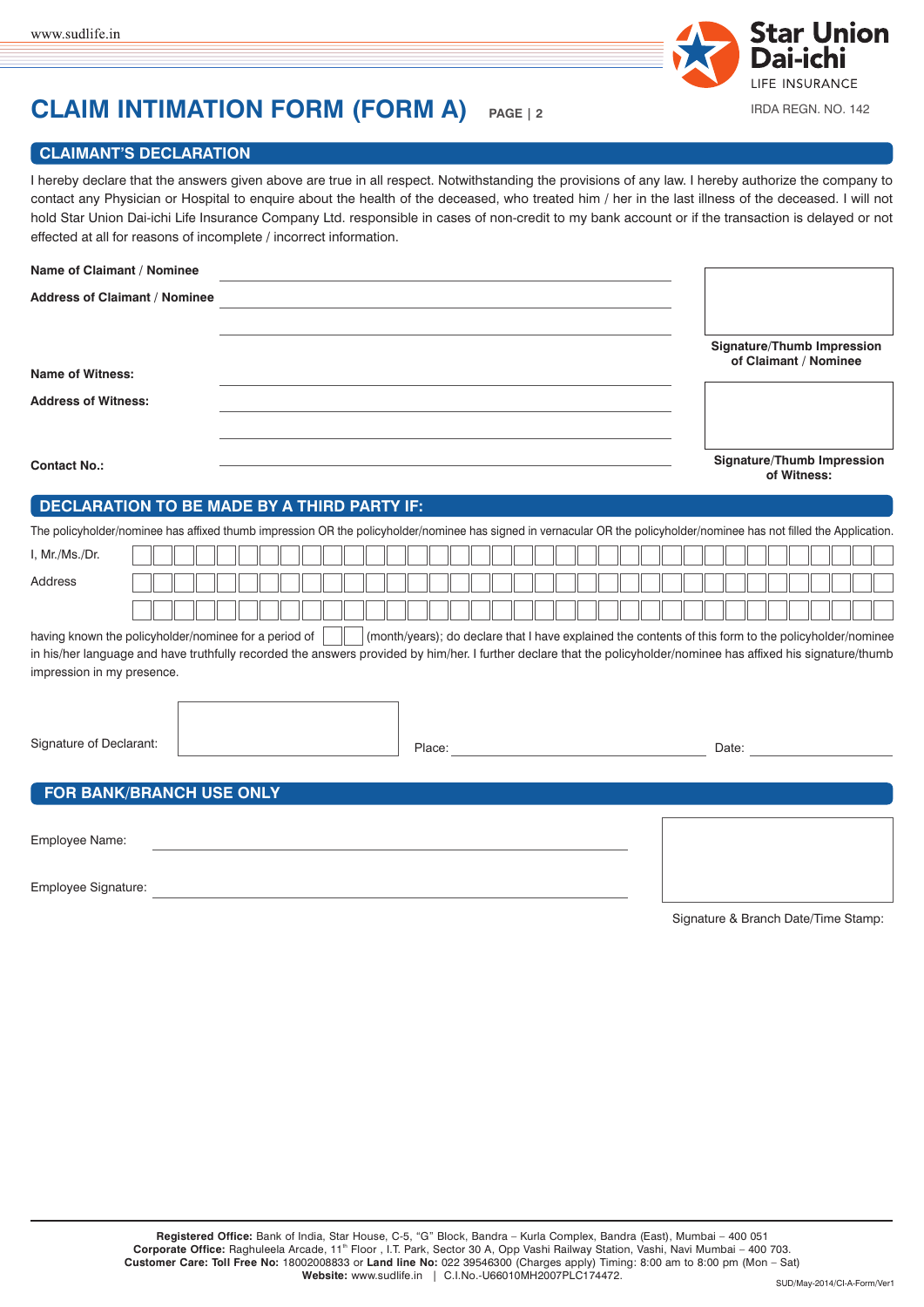Star Union Dai-ichi LIFE INSURANCE

IRDA REGN. NO. 142

# CLAIM INTIMATION FORM (FORM A) PAGE | 2

## CLAIMANT'S DECLARATION

I hereby declare that the answers given above are true in all respect. Notwithstanding the provisions of any law. I hereby authorize the company to contact any Physician or Hospital to enquire about the health of the deceased, who treated him / her in the last illness of the deceased. I will not hold Star Union Dai-ichi Life Insurance Company Ltd. responsible in cases of non-credit to my bank account or if the transaction is delayed or not effected at all for reasons of incomplete / incorrect information.

**Name of Claimant / Nominee** ____________________

**Address of Claimant / Nominee** ____________________

____________________

**Signature/Thumb Impression of Claimant / Nominee**

**Name of Witness:** ____________________

**Address of Witness:** ____________________

____________________

**Contact No.:** ____________________

**Signature/Thumb Impression of Witness:**

## DECLARATION TO BE MADE BY A THIRD PARTY IF:

The policyholder/nominee has affixed thumb impression OR the policyholder/nominee has signed in vernacular OR the policyholder/nominee has not filled the Application.

I, Mr./Ms./Dr. ____________________

Address ____________________

____________________

having known the policyholder/nominee for a period of ____ (month/years); do declare that I have explained the contents of this form to the policyholder/nominee in his/her language and have truthfully recorded the answers provided by him/her. I further declare that the policyholder/nominee has affixed his signature/thumb impression in my presence.

Signature of Declarant: ____________________ Place: ____________________ Date: ____________________

## FOR BANK/BRANCH USE ONLY

Employee Name: ____________________

Employee Signature: ____________________

Signature & Branch Date/Time Stamp:

**Registered Office:** Bank of India, Star House, C-5, "G" Block, Bandra – Kurla Complex, Bandra (East), Mumbai – 400 051
**Corporate Office:** Raghuleela Arcade, 11th Floor , I.T. Park, Sector 30 A, Opp Vashi Railway Station, Vashi, Navi Mumbai – 400 703.
**Customer Care: Toll Free No:** 18002008833 or **Land line No:** 022 39546300 (Charges apply) Timing: 8:00 am to 8:00 pm (Mon – Sat)
**Website:** www.sudlife.in | C.I.No.-U66010MH2007PLC174472.

SUD/May-2014/Cl-A-Form/Ver1